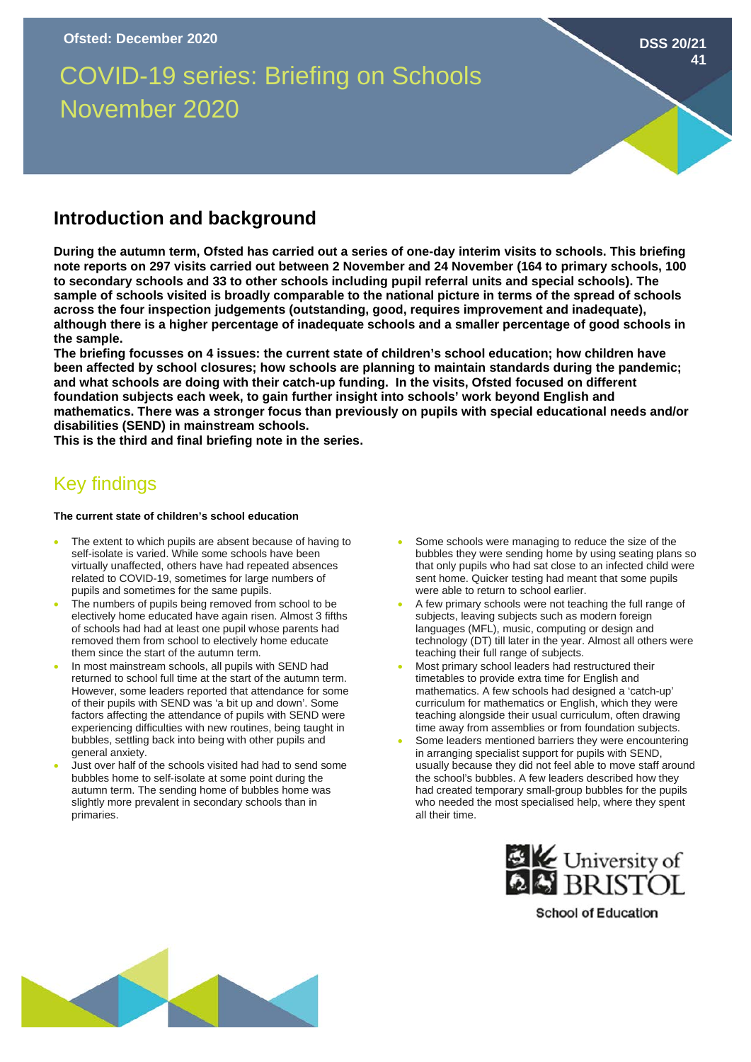Ofsted: December 2020

DSS 20/21 41

# COVID-19 series: Briefing on Schools November 2020

## Introduction and background

**During the autumn term, Ofsted has carried out a series of one-day interim visits to schools. This briefing note reports on 297 visits carried out between 2 November and 24 November (164 to primary schools, 100 to secondary schools and 33 to other schools including pupil referral units and special schools). The sample of schools visited is broadly comparable to the national picture in terms of the spread of schools across the four inspection judgements (outstanding, good, requires improvement and inadequate), although there is a higher percentage of inadequate schools and a smaller percentage of good schools in the sample.**

**The briefing focusses on 4 issues: the current state of children's school education; how children have been affected by school closures; how schools are planning to maintain standards during the pandemic; and what schools are doing with their catch-up funding. In the visits, Ofsted focused on different foundation subjects each week, to gain further insight into schools' work beyond English and mathematics. There was a stronger focus than previously on pupils with special educational needs and/or disabilities (SEND) in mainstream schools.**

**This is the third and final briefing note in the series.**

## Key findings

### The current state of children's school education

- The extent to which pupils are absent because of having to self-isolate is varied. While some schools have been virtually unaffected, others have had repeated absences related to COVID-19, sometimes for large numbers of pupils and sometimes for the same pupils.
- The numbers of pupils being removed from school to be electively home educated have again risen. Almost 3 fifths of schools had had at least one pupil whose parents had removed them from school to electively home educate them since the start of the autumn term.
- In most mainstream schools, all pupils with SEND had returned to school full time at the start of the autumn term. However, some leaders reported that attendance for some of their pupils with SEND was 'a bit up and down'. Some factors affecting the attendance of pupils with SEND were experiencing difficulties with new routines, being taught in bubbles, settling back into being with other pupils and general anxiety.
- Just over half of the schools visited had had to send some bubbles home to self-isolate at some point during the autumn term. The sending home of bubbles home was slightly more prevalent in secondary schools than in primaries.
- Some schools were managing to reduce the size of the bubbles they were sending home by using seating plans so that only pupils who had sat close to an infected child were sent home. Quicker testing had meant that some pupils were able to return to school earlier.
- A few primary schools were not teaching the full range of subjects, leaving subjects such as modern foreign languages (MFL), music, computing or design and technology (DT) till later in the year. Almost all others were teaching their full range of subjects.
- Most primary school leaders had restructured their timetables to provide extra time for English and mathematics. A few schools had designed a 'catch-up' curriculum for mathematics or English, which they were teaching alongside their usual curriculum, often drawing time away from assemblies or from foundation subjects.
- Some leaders mentioned barriers they were encountering in arranging specialist support for pupils with SEND, usually because they did not feel able to move staff around the school's bubbles. A few leaders described how they had created temporary small-group bubbles for the pupils who needed the most specialised help, where they spent all their time.

University of Bristol
School of Education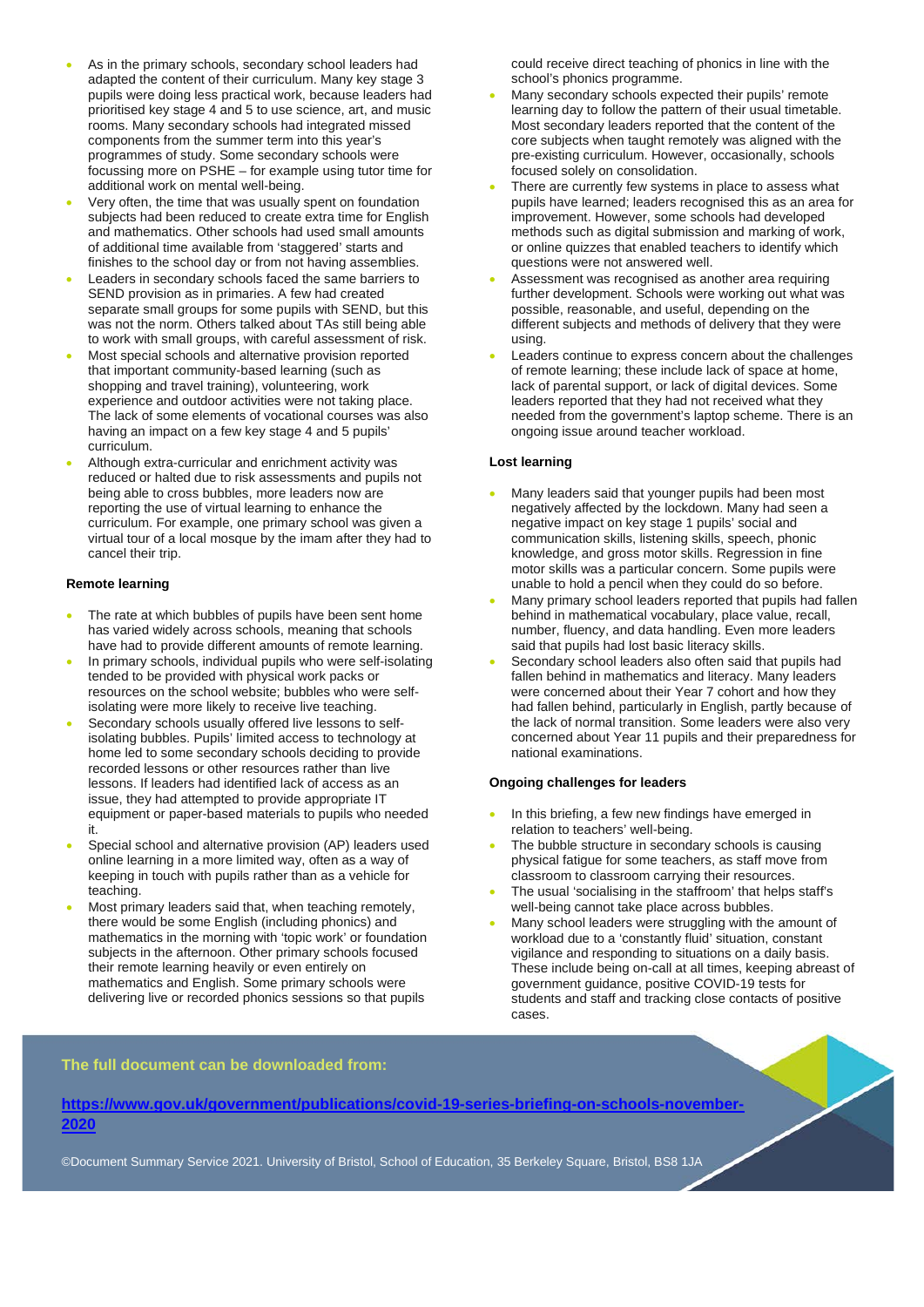- As in the primary schools, secondary school leaders had adapted the content of their curriculum. Many key stage 3 pupils were doing less practical work, because leaders had prioritised key stage 4 and 5 to use science, art, and music rooms. Many secondary schools had integrated missed components from the summer term into this year's programmes of study. Some secondary schools were focussing more on PSHE – for example using tutor time for additional work on mental well-being.
- Very often, the time that was usually spent on foundation subjects had been reduced to create extra time for English and mathematics. Other schools had used small amounts of additional time available from 'staggered' starts and finishes to the school day or from not having assemblies.
- Leaders in secondary schools faced the same barriers to SEND provision as in primaries. A few had created separate small groups for some pupils with SEND, but this was not the norm. Others talked about TAs still being able to work with small groups, with careful assessment of risk.
- Most special schools and alternative provision reported that important community-based learning (such as shopping and travel training), volunteering, work experience and outdoor activities were not taking place. The lack of some elements of vocational courses was also having an impact on a few key stage 4 and 5 pupils' curriculum.
- Although extra-curricular and enrichment activity was reduced or halted due to risk assessments and pupils not being able to cross bubbles, more leaders now are reporting the use of virtual learning to enhance the curriculum. For example, one primary school was given a virtual tour of a local mosque by the imam after they had to cancel their trip.

**Remote learning**

- The rate at which bubbles of pupils have been sent home has varied widely across schools, meaning that schools have had to provide different amounts of remote learning.
- In primary schools, individual pupils who were self-isolating tended to be provided with physical work packs or resources on the school website; bubbles who were self-isolating were more likely to receive live teaching.
- Secondary schools usually offered live lessons to self-isolating bubbles. Pupils' limited access to technology at home led to some secondary schools deciding to provide recorded lessons or other resources rather than live lessons. If leaders had identified lack of access as an issue, they had attempted to provide appropriate IT equipment or paper-based materials to pupils who needed it.
- Special school and alternative provision (AP) leaders used online learning in a more limited way, often as a way of keeping in touch with pupils rather than as a vehicle for teaching.
- Most primary leaders said that, when teaching remotely, there would be some English (including phonics) and mathematics in the morning with 'topic work' or foundation subjects in the afternoon. Other primary schools focused their remote learning heavily or even entirely on mathematics and English. Some primary schools were delivering live or recorded phonics sessions so that pupils could receive direct teaching of phonics in line with the school's phonics programme.
- Many secondary schools expected their pupils' remote learning day to follow the pattern of their usual timetable. Most secondary leaders reported that the content of the core subjects when taught remotely was aligned with the pre-existing curriculum. However, occasionally, schools focused solely on consolidation.
- There are currently few systems in place to assess what pupils have learned; leaders recognised this as an area for improvement. However, some schools had developed methods such as digital submission and marking of work, or online quizzes that enabled teachers to identify which questions were not answered well.
- Assessment was recognised as another area requiring further development. Schools were working out what was possible, reasonable, and useful, depending on the different subjects and methods of delivery that they were using.
- Leaders continue to express concern about the challenges of remote learning; these include lack of space at home, lack of parental support, or lack of digital devices. Some leaders reported that they had not received what they needed from the government's laptop scheme. There is an ongoing issue around teacher workload.

**Lost learning**

- Many leaders said that younger pupils had been most negatively affected by the lockdown. Many had seen a negative impact on key stage 1 pupils' social and communication skills, listening skills, speech, phonic knowledge, and gross motor skills. Regression in fine motor skills was a particular concern. Some pupils were unable to hold a pencil when they could do so before.
- Many primary school leaders reported that pupils had fallen behind in mathematical vocabulary, place value, recall, number, fluency, and data handling. Even more leaders said that pupils had lost basic literacy skills.
- Secondary school leaders also often said that pupils had fallen behind in mathematics and literacy. Many leaders were concerned about their Year 7 cohort and how they had fallen behind, particularly in English, partly because of the lack of normal transition. Some leaders were also very concerned about Year 11 pupils and their preparedness for national examinations.

**Ongoing challenges for leaders**

- In this briefing, a few new findings have emerged in relation to teachers' well-being.
- The bubble structure in secondary schools is causing physical fatigue for some teachers, as staff move from classroom to classroom carrying their resources.
- The usual 'socialising in the staffroom' that helps staff's well-being cannot take place across bubbles.
- Many school leaders were struggling with the amount of workload due to a 'constantly fluid' situation, constant vigilance and responding to situations on a daily basis. These include being on-call at all times, keeping abreast of government guidance, positive COVID-19 tests for students and staff and tracking close contacts of positive cases.

**The full document can be downloaded from:**

https://www.gov.uk/government/publications/covid-19-series-briefing-on-schools-november-2020

©Document Summary Service 2021. University of Bristol, School of Education, 35 Berkeley Square, Bristol, BS8 1JA